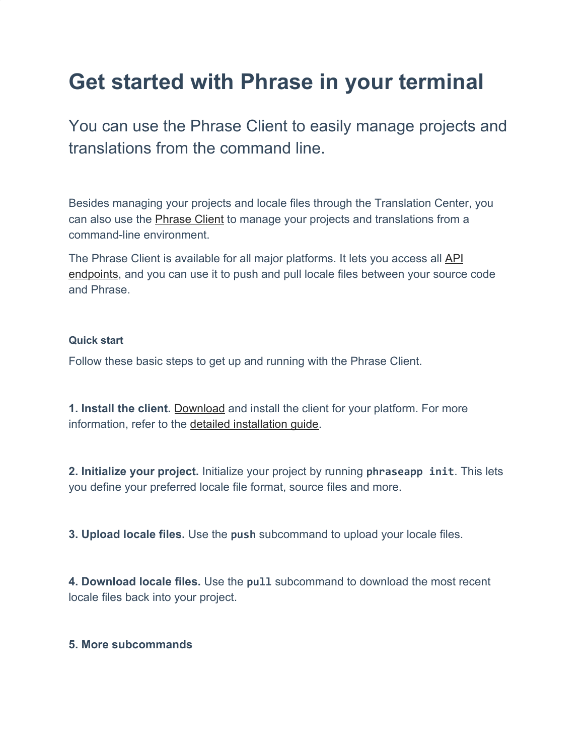# Get started with Phrase in your terminal

## You can use the Phrase Client to easily manage projects and translations from the command line.

Besides managing your projects and locale files through the Translation Center, you can also use the Phrase Client to manage your projects and translations from a command-line environment.

The Phrase Client is available for all major platforms. It lets you access all API endpoints, and you can use it to push and pull locale files between your source code and Phrase.

#### Quick start

Follow these basic steps to get up and running with the Phrase Client.

**1. Install the client.** Download and install the client for your platform. For more information, refer to the detailed installation guide.

**2. Initialize your project.** Initialize your project by running `phraseapp init`. This lets you define your preferred locale file format, source files and more.

**3. Upload locale files.** Use the `push` subcommand to upload your locale files.

**4. Download locale files.** Use the `pull` subcommand to download the most recent locale files back into your project.

**5. More subcommands**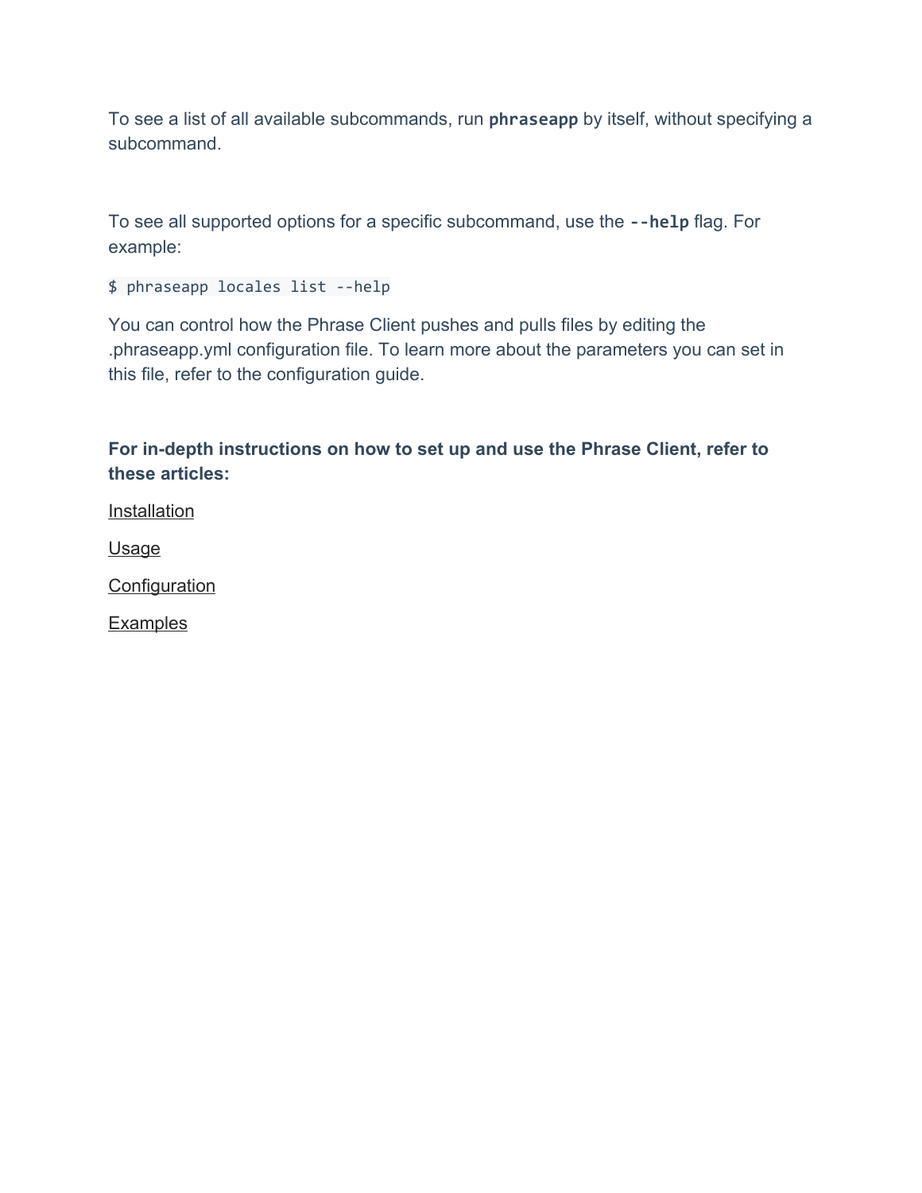To see a list of all available subcommands, run `phraseapp` by itself, without specifying a subcommand.

To see all supported options for a specific subcommand, use the `--help` flag. For example:

```
$ phraseapp locales list --help
```

You can control how the Phrase Client pushes and pulls files by editing the .phraseapp.yml configuration file. To learn more about the parameters you can set in this file, refer to the configuration guide.

**For in-depth instructions on how to set up and use the Phrase Client, refer to these articles:**

Installation

Usage

Configuration

Examples